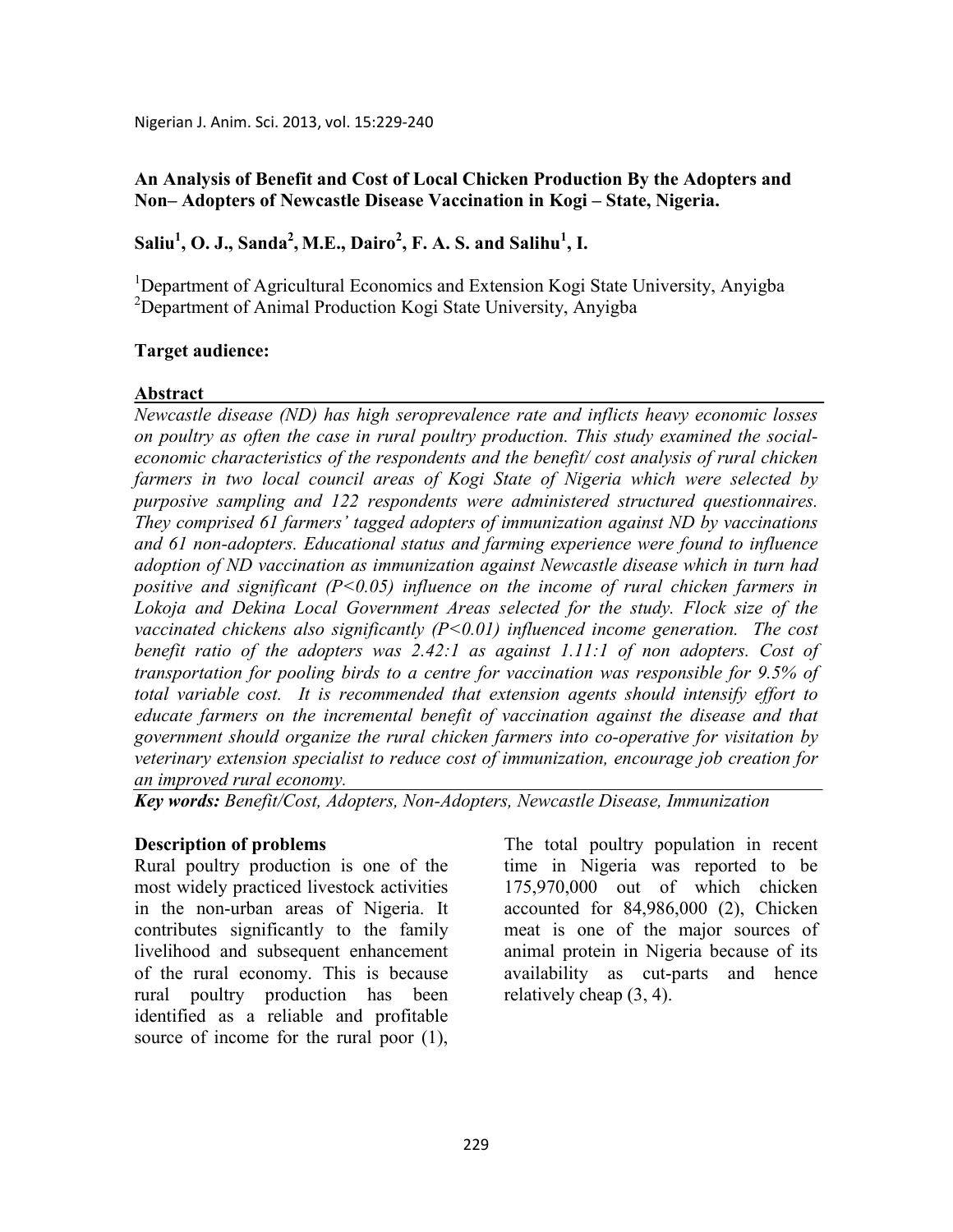# An Analysis of Benefit and Cost of Local Chicken Production By the Adopters and Non– Adopters of Newcastle Disease Vaccination in Kogi – State, Nigeria.

**Saliu[1], O. J., Sanda[2], M.E., Dairo[2], F. A. S. and Salihu[1], I.**

[1]Department of Agricultural Economics and Extension Kogi State University, Anyigba
[2]Department of Animal Production Kogi State University, Anyigba

**Target audience:**

## Abstract

*Newcastle disease (ND) has high seroprevalence rate and inflicts heavy economic losses on poultry as often the case in rural poultry production. This study examined the social-economic characteristics of the respondents and the benefit/ cost analysis of rural chicken farmers in two local council areas of Kogi State of Nigeria which were selected by purposive sampling and 122 respondents were administered structured questionnaires. They comprised 61 farmers' tagged adopters of immunization against ND by vaccinations and 61 non-adopters. Educational status and farming experience were found to influence adoption of ND vaccination as immunization against Newcastle disease which in turn had positive and significant ($P<0.05$) influence on the income of rural chicken farmers in Lokoja and Dekina Local Government Areas selected for the study. Flock size of the vaccinated chickens also significantly ($P<0.01$) influenced income generation. The cost benefit ratio of the adopters was 2.42:1 as against 1.11:1 of non adopters. Cost of transportation for pooling birds to a centre for vaccination was responsible for 9.5% of total variable cost. It is recommended that extension agents should intensify effort to educate farmers on the incremental benefit of vaccination against the disease and that government should organize the rural chicken farmers into co-operative for visitation by veterinary extension specialist to reduce cost of immunization, encourage job creation for an improved rural economy.*

***Key words:** Benefit/Cost, Adopters, Non-Adopters, Newcastle Disease, Immunization*

## Description of problems

Rural poultry production is one of the most widely practiced livestock activities in the non-urban areas of Nigeria. It contributes significantly to the family livelihood and subsequent enhancement of the rural economy. This is because rural poultry production has been identified as a reliable and profitable source of income for the rural poor (1), The total poultry population in recent time in Nigeria was reported to be 175,970,000 out of which chicken accounted for 84,986,000 (2), Chicken meat is one of the major sources of animal protein in Nigeria because of its availability as cut-parts and hence relatively cheap (3, 4).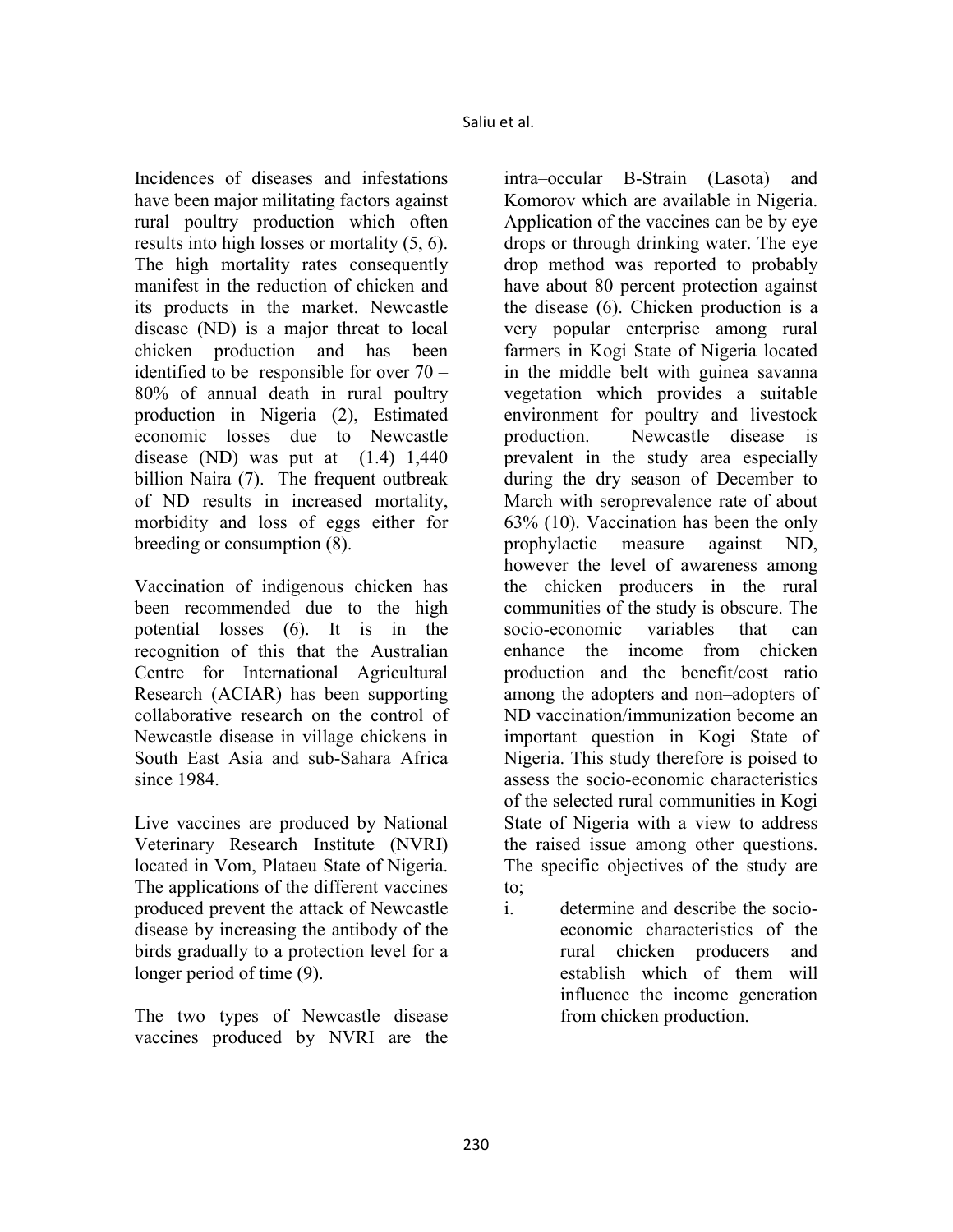Incidences of diseases and infestations have been major militating factors against rural poultry production which often results into high losses or mortality (5, 6). The high mortality rates consequently manifest in the reduction of chicken and its products in the market. Newcastle disease (ND) is a major threat to local chicken production and has been identified to be responsible for over 70 – 80% of annual death in rural poultry production in Nigeria (2), Estimated economic losses due to Newcastle disease (ND) was put at (1.4) 1,440 billion Naira (7). The frequent outbreak of ND results in increased mortality, morbidity and loss of eggs either for breeding or consumption (8).

Vaccination of indigenous chicken has been recommended due to the high potential losses (6). It is in the recognition of this that the Australian Centre for International Agricultural Research (ACIAR) has been supporting collaborative research on the control of Newcastle disease in village chickens in South East Asia and sub-Sahara Africa since 1984.

Live vaccines are produced by National Veterinary Research Institute (NVRI) located in Vom, Plataeu State of Nigeria. The applications of the different vaccines produced prevent the attack of Newcastle disease by increasing the antibody of the birds gradually to a protection level for a longer period of time (9).

The two types of Newcastle disease vaccines produced by NVRI are the intra–occular B-Strain (Lasota) and Komorov which are available in Nigeria. Application of the vaccines can be by eye drops or through drinking water. The eye drop method was reported to probably have about 80 percent protection against the disease (6). Chicken production is a very popular enterprise among rural farmers in Kogi State of Nigeria located in the middle belt with guinea savanna vegetation which provides a suitable environment for poultry and livestock production. Newcastle disease is prevalent in the study area especially during the dry season of December to March with seroprevalence rate of about 63% (10). Vaccination has been the only prophylactic measure against ND, however the level of awareness among the chicken producers in the rural communities of the study is obscure. The socio-economic variables that can enhance the income from chicken production and the benefit/cost ratio among the adopters and non–adopters of ND vaccination/immunization become an important question in Kogi State of Nigeria. This study therefore is poised to assess the socio-economic characteristics of the selected rural communities in Kogi State of Nigeria with a view to address the raised issue among other questions. The specific objectives of the study are to;

i. determine and describe the socio-economic characteristics of the rural chicken producers and establish which of them will influence the income generation from chicken production.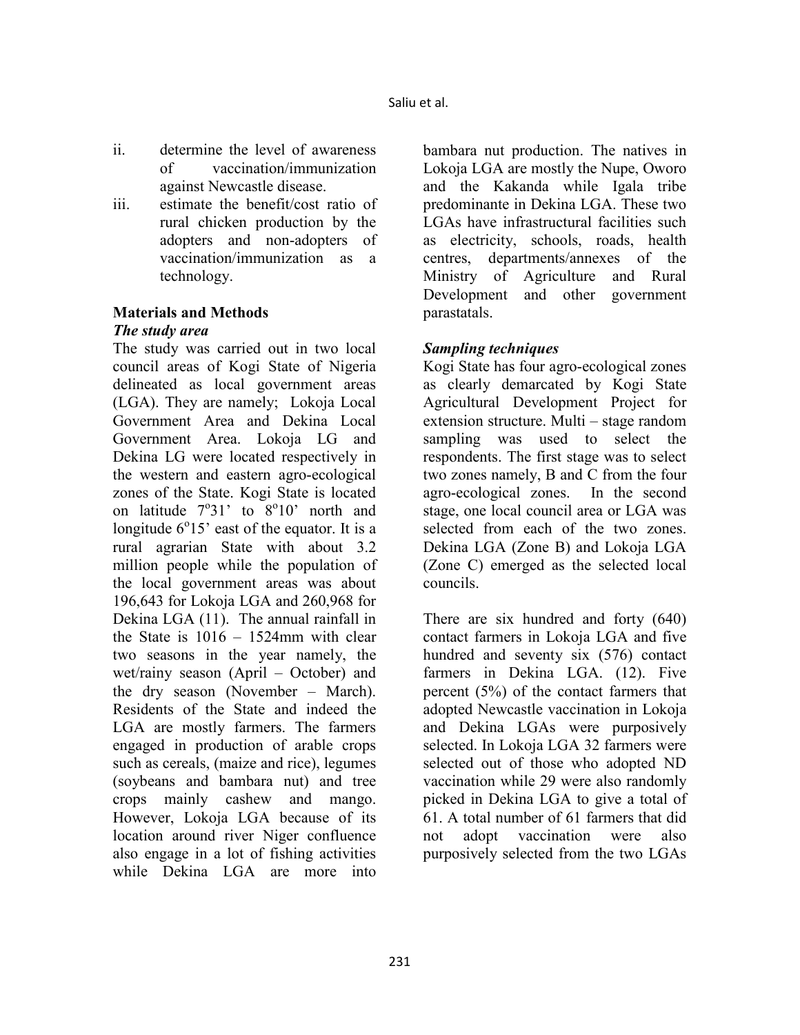ii. determine the level of awareness of vaccination/immunization against Newcastle disease.
iii. estimate the benefit/cost ratio of rural chicken production by the adopters and non-adopters of vaccination/immunization as a technology.

## Materials and Methods

### *The study area*

The study was carried out in two local council areas of Kogi State of Nigeria delineated as local government areas (LGA). They are namely; Lokoja Local Government Area and Dekina Local Government Area. Lokoja LG and Dekina LG were located respectively in the western and eastern agro-ecological zones of the State. Kogi State is located on latitude 7$^{o}$31' to 8$^{o}$10' north and longitude 6$^{o}$15' east of the equator. It is a rural agrarian State with about 3.2 million people while the population of the local government areas was about 196,643 for Lokoja LGA and 260,968 for Dekina LGA (11). The annual rainfall in the State is 1016 – 1524mm with clear two seasons in the year namely, the wet/rainy season (April – October) and the dry season (November – March). Residents of the State and indeed the LGA are mostly farmers. The farmers engaged in production of arable crops such as cereals, (maize and rice), legumes (soybeans and bambara nut) and tree crops mainly cashew and mango. However, Lokoja LGA because of its location around river Niger confluence also engage in a lot of fishing activities while Dekina LGA are more into bambara nut production. The natives in Lokoja LGA are mostly the Nupe, Oworo and the Kakanda while Igala tribe predominante in Dekina LGA. These two LGAs have infrastructural facilities such as electricity, schools, roads, health centres, departments/annexes of the Ministry of Agriculture and Rural Development and other government parastatals.

### *Sampling techniques*

Kogi State has four agro-ecological zones as clearly demarcated by Kogi State Agricultural Development Project for extension structure. Multi – stage random sampling was used to select the respondents. The first stage was to select two zones namely, B and C from the four agro-ecological zones. In the second stage, one local council area or LGA was selected from each of the two zones. Dekina LGA (Zone B) and Lokoja LGA (Zone C) emerged as the selected local councils.

There are six hundred and forty (640) contact farmers in Lokoja LGA and five hundred and seventy six (576) contact farmers in Dekina LGA. (12). Five percent (5%) of the contact farmers that adopted Newcastle vaccination in Lokoja and Dekina LGAs were purposively selected. In Lokoja LGA 32 farmers were selected out of those who adopted ND vaccination while 29 were also randomly picked in Dekina LGA to give a total of 61. A total number of 61 farmers that did not adopt vaccination were also purposively selected from the two LGAs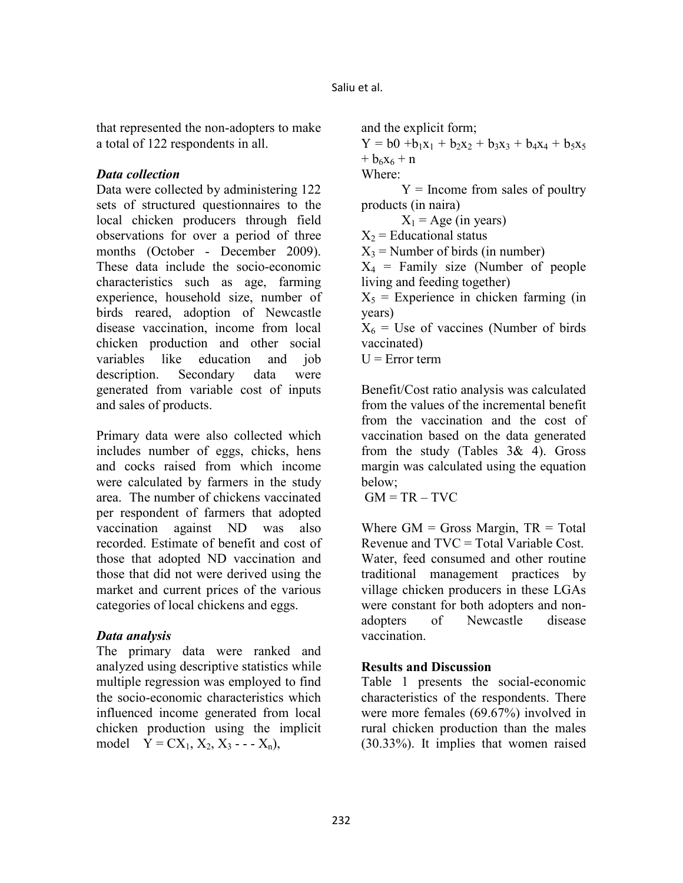that represented the non-adopters to make a total of 122 respondents in all.

### *Data collection*

Data were collected by administering 122 sets of structured questionnaires to the local chicken producers through field observations for over a period of three months (October - December 2009). These data include the socio-economic characteristics such as age, farming experience, household size, number of birds reared, adoption of Newcastle disease vaccination, income from local chicken production and other social variables like education and job description. Secondary data were generated from variable cost of inputs and sales of products.

Primary data were also collected which includes number of eggs, chicks, hens and cocks raised from which income were calculated by farmers in the study area. The number of chickens vaccinated per respondent of farmers that adopted vaccination against ND was also recorded. Estimate of benefit and cost of those that adopted ND vaccination and those that did not were derived using the market and current prices of the various categories of local chickens and eggs.

### *Data analysis*

The primary data were ranked and analyzed using descriptive statistics while multiple regression was employed to find the socio-economic characteristics which influenced income generated from local chicken production using the implicit model $Y = CX_1, X_2, X_3 - - - X_n)$,

and the explicit form;

$$Y = b0 + b_1x_1 + b_2x_2 + b_3x_3 + b_4x_4 + b_5x_5 + b_6x_6 + n$$

Where:

$Y$ = Income from sales of poultry products (in naira)

$X_1$ = Age (in years)

$X_2$ = Educational status

$X_3$ = Number of birds (in number)

$X_4$ = Family size (Number of people living and feeding together)

$X_5$ = Experience in chicken farming (in years)

$X_6$ = Use of vaccines (Number of birds vaccinated)

$U$ = Error term

Benefit/Cost ratio analysis was calculated from the values of the incremental benefit from the vaccination and the cost of vaccination based on the data generated from the study (Tables 3& 4). Gross margin was calculated using the equation below;

$$GM = TR - TVC$$

Where GM = Gross Margin, TR = Total Revenue and TVC = Total Variable Cost. Water, feed consumed and other routine traditional management practices by village chicken producers in these LGAs were constant for both adopters and non-adopters of Newcastle disease vaccination.

## Results and Discussion

Table 1 presents the social-economic characteristics of the respondents. There were more females (69.67%) involved in rural chicken production than the males (30.33%). It implies that women raised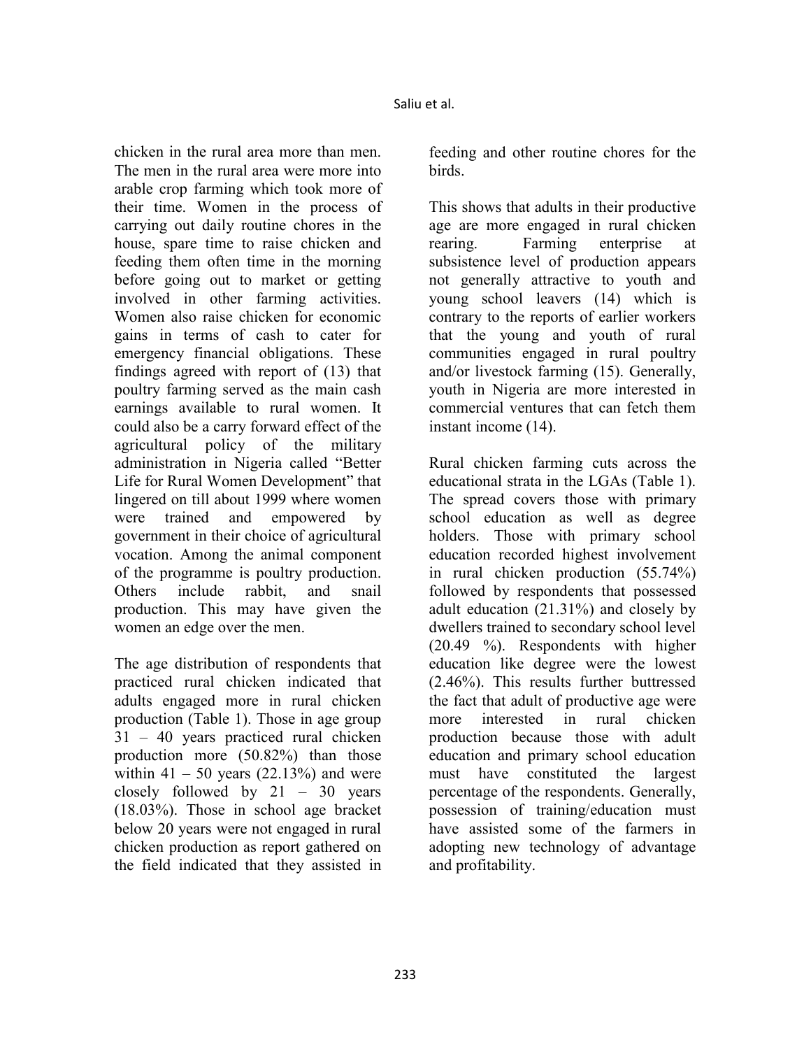chicken in the rural area more than men. The men in the rural area were more into arable crop farming which took more of their time. Women in the process of carrying out daily routine chores in the house, spare time to raise chicken and feeding them often time in the morning before going out to market or getting involved in other farming activities. Women also raise chicken for economic gains in terms of cash to cater for emergency financial obligations. These findings agreed with report of (13) that poultry farming served as the main cash earnings available to rural women. It could also be a carry forward effect of the agricultural policy of the military administration in Nigeria called "Better Life for Rural Women Development" that lingered on till about 1999 where women were trained and empowered by government in their choice of agricultural vocation. Among the animal component of the programme is poultry production. Others include rabbit, and snail production. This may have given the women an edge over the men.

The age distribution of respondents that practiced rural chicken indicated that adults engaged more in rural chicken production (Table 1). Those in age group 31 – 40 years practiced rural chicken production more (50.82%) than those within 41 – 50 years (22.13%) and were closely followed by 21 – 30 years (18.03%). Those in school age bracket below 20 years were not engaged in rural chicken production as report gathered on the field indicated that they assisted in feeding and other routine chores for the birds.

This shows that adults in their productive age are more engaged in rural chicken rearing. Farming enterprise at subsistence level of production appears not generally attractive to youth and young school leavers (14) which is contrary to the reports of earlier workers that the young and youth of rural communities engaged in rural poultry and/or livestock farming (15). Generally, youth in Nigeria are more interested in commercial ventures that can fetch them instant income (14).

Rural chicken farming cuts across the educational strata in the LGAs (Table 1). The spread covers those with primary school education as well as degree holders. Those with primary school education recorded highest involvement in rural chicken production (55.74%) followed by respondents that possessed adult education (21.31%) and closely by dwellers trained to secondary school level (20.49 %). Respondents with higher education like degree were the lowest (2.46%). This results further buttressed the fact that adult of productive age were more interested in rural chicken production because those with adult education and primary school education must have constituted the largest percentage of the respondents. Generally, possession of training/education must have assisted some of the farmers in adopting new technology of advantage and profitability.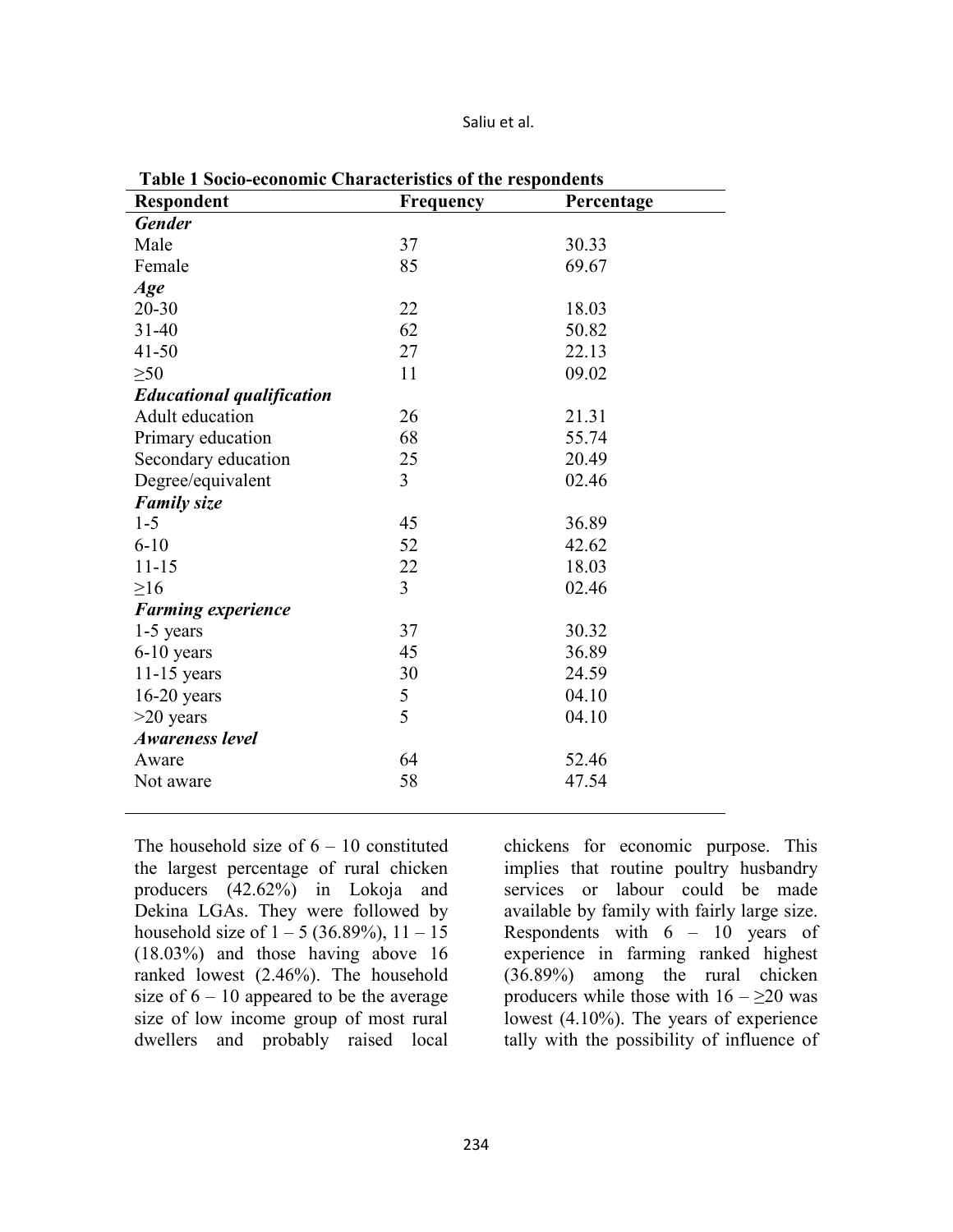**Table 1 Socio-economic Characteristics of the respondents**

| Respondent | Frequency | Percentage |
|---|---|---|
| ***Gender*** | | |
| Male | 37 | 30.33 |
| Female | 85 | 69.67 |
| ***Age*** | | |
| 20-30 | 22 | 18.03 |
| 31-40 | 62 | 50.82 |
| 41-50 | 27 | 22.13 |
| ≥50 | 11 | 09.02 |
| ***Educational qualification*** | | |
| Adult education | 26 | 21.31 |
| Primary education | 68 | 55.74 |
| Secondary education | 25 | 20.49 |
| Degree/equivalent | 3 | 02.46 |
| ***Family size*** | | |
| 1-5 | 45 | 36.89 |
| 6-10 | 52 | 42.62 |
| 11-15 | 22 | 18.03 |
| ≥16 | 3 | 02.46 |
| ***Farming experience*** | | |
| 1-5 years | 37 | 30.32 |
| 6-10 years | 45 | 36.89 |
| 11-15 years | 30 | 24.59 |
| 16-20 years | 5 | 04.10 |
| >20 years | 5 | 04.10 |
| ***Awareness level*** | | |
| Aware | 64 | 52.46 |
| Not aware | 58 | 47.54 |

The household size of 6 – 10 constituted the largest percentage of rural chicken producers (42.62%) in Lokoja and Dekina LGAs. They were followed by household size of 1 – 5 (36.89%), 11 – 15 (18.03%) and those having above 16 ranked lowest (2.46%). The household size of 6 – 10 appeared to be the average size of low income group of most rural dwellers and probably raised local chickens for economic purpose. This implies that routine poultry husbandry services or labour could be made available by family with fairly large size. Respondents with 6 – 10 years of experience in farming ranked highest (36.89%) among the rural chicken producers while those with 16 – ≥20 was lowest (4.10%). The years of experience tally with the possibility of influence of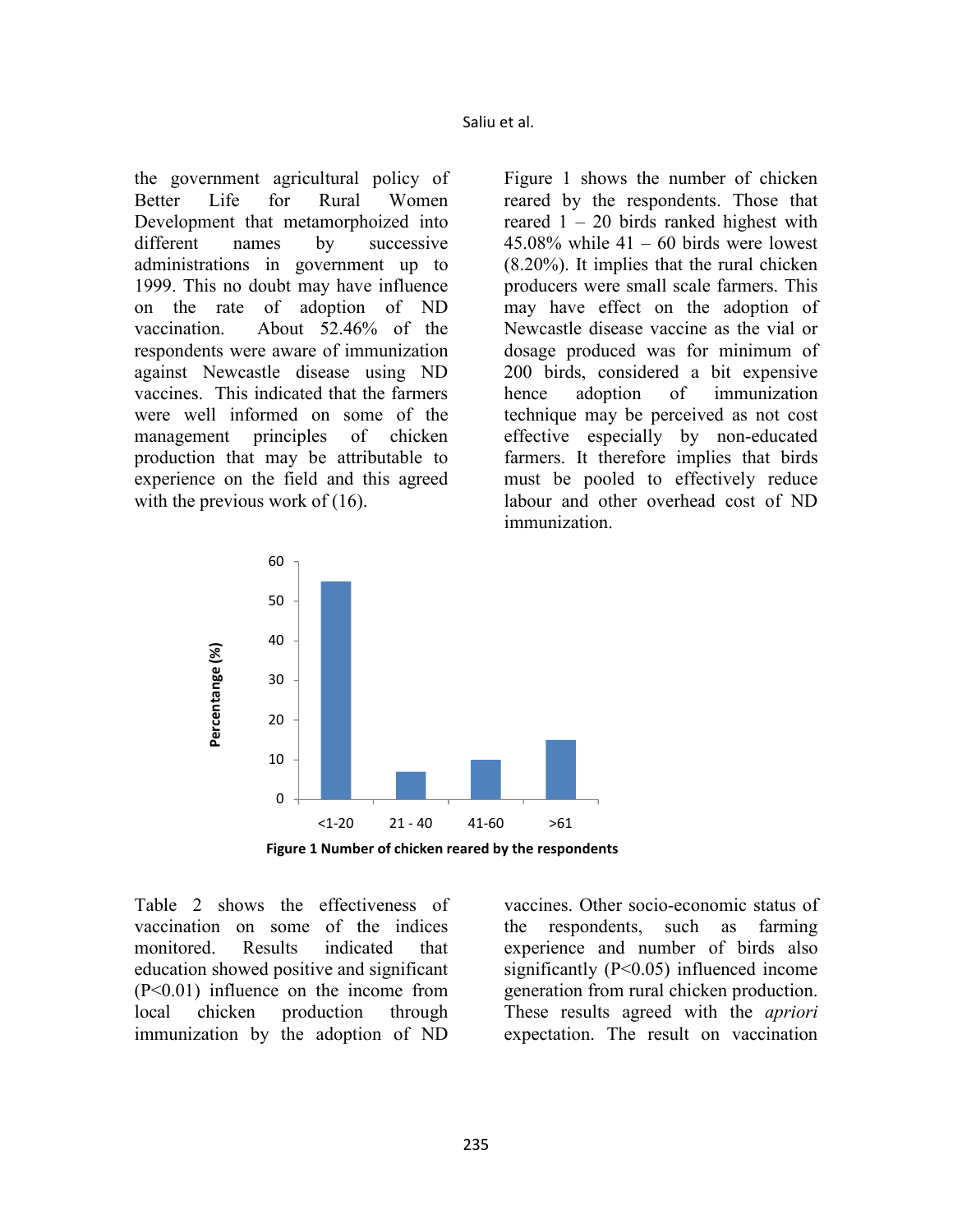the government agricultural policy of Better Life for Rural Women Development that metamorphoized into different names by successive administrations in government up to 1999. This no doubt may have influence on the rate of adoption of ND vaccination. About 52.46% of the respondents were aware of immunization against Newcastle disease using ND vaccines. This indicated that the farmers were well informed on some of the management principles of chicken production that may be attributable to experience on the field and this agreed with the previous work of (16).

Figure 1 shows the number of chicken reared by the respondents. Those that reared 1 – 20 birds ranked highest with 45.08% while 41 – 60 birds were lowest (8.20%). It implies that the rural chicken producers were small scale farmers. This may have effect on the adoption of Newcastle disease vaccine as the vial or dosage produced was for minimum of 200 birds, considered a bit expensive hence adoption of immunization technique may be perceived as not cost effective especially by non-educated farmers. It therefore implies that birds must be pooled to effectively reduce labour and other overhead cost of ND immunization.

**Figure 1 Number of chicken reared by the respondents**

Table 2 shows the effectiveness of vaccination on some of the indices monitored. Results indicated that education showed positive and significant ($P<0.01$) influence on the income from local chicken production through immunization by the adoption of ND vaccines. Other socio-economic status of the respondents, such as farming experience and number of birds also significantly ($P<0.05$) influenced income generation from rural chicken production. These results agreed with the *apriori* expectation. The result on vaccination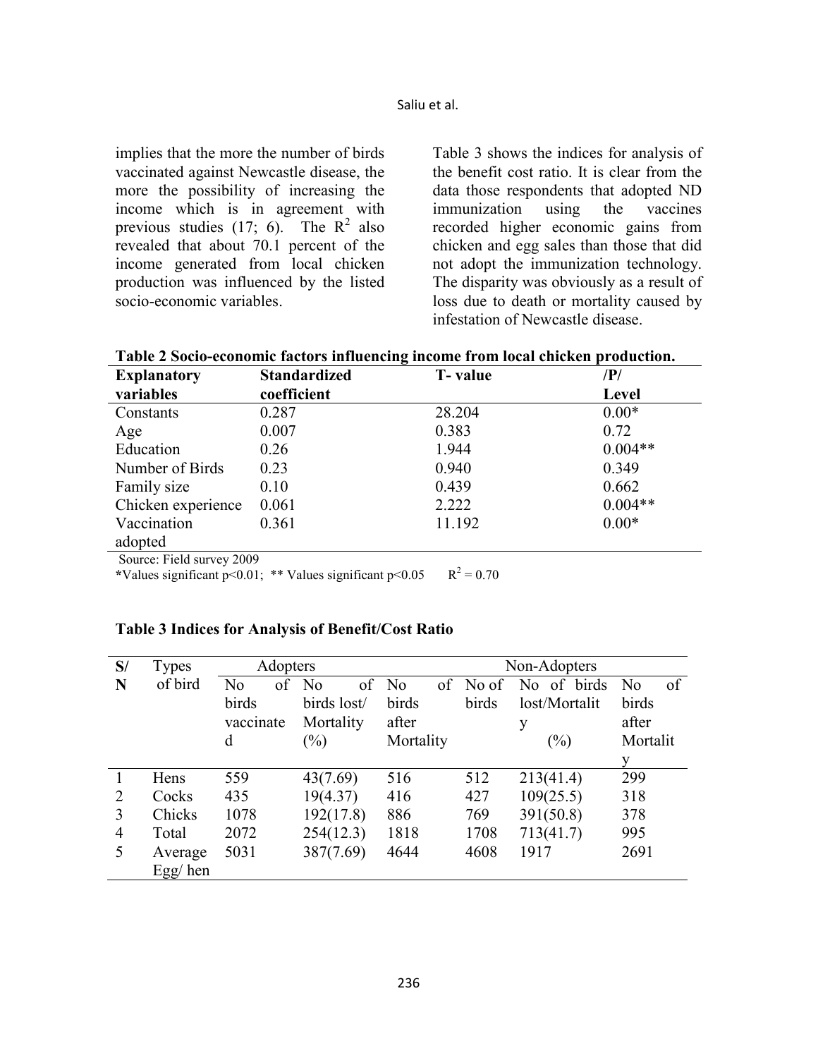implies that the more the number of birds vaccinated against Newcastle disease, the more the possibility of increasing the income which is in agreement with previous studies (17; 6). The $R^2$ also revealed that about 70.1 percent of the income generated from local chicken production was influenced by the listed socio-economic variables.

Table 3 shows the indices for analysis of the benefit cost ratio. It is clear from the data those respondents that adopted ND immunization using the vaccines recorded higher economic gains from chicken and egg sales than those that did not adopt the immunization technology. The disparity was obviously as a result of loss due to death or mortality caused by infestation of Newcastle disease.

**Table 2 Socio-economic factors influencing income from local chicken production.**

| Explanatory variables | Standardized coefficient | T- value | /P/ Level |
|---|---|---|---|
| Constants | 0.287 | 28.204 | 0.00* |
| Age | 0.007 | 0.383 | 0.72 |
| Education | 0.26 | 1.944 | 0.004** |
| Number of Birds | 0.23 | 0.940 | 0.349 |
| Family size | 0.10 | 0.439 | 0.662 |
| Chicken experience | 0.061 | 2.222 | 0.004** |
| Vaccination adopted | 0.361 | 11.192 | 0.00* |

Source: Field survey 2009

*Values significant $p<0.01$; ** Values significant $p<0.05$ $R^2 = 0.70$

**Table 3 Indices for Analysis of Benefit/Cost Ratio**

| S/N | Types of bird | Adopters | | | Non-Adopters | | |
|---|---|---|---|---|---|---|---|
| | | No of birds vaccinated | No of birds lost/ Mortality (%) | No of birds after Mortality | No of birds | No of birds lost/Mortality (%) | No of birds after Mortality |
| 1 | Hens | 559 | 43(7.69) | 516 | 512 | 213(41.4) | 299 |
| 2 | Cocks | 435 | 19(4.37) | 416 | 427 | 109(25.5) | 318 |
| 3 | Chicks | 1078 | 192(17.8) | 886 | 769 | 391(50.8) | 378 |
| 4 | Total | 2072 | 254(12.3) | 1818 | 1708 | 713(41.7) | 995 |
| 5 | Average Egg/ hen | 5031 | 387(7.69) | 4644 | 4608 | 1917 | 2691 |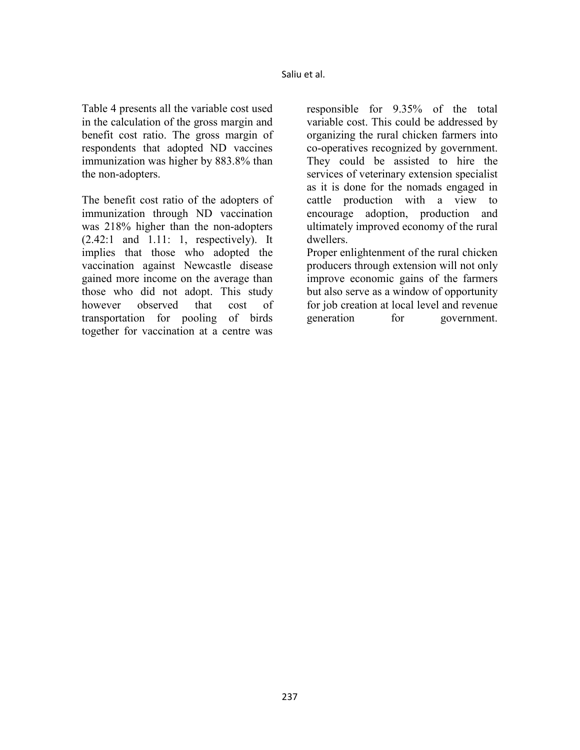Table 4 presents all the variable cost used in the calculation of the gross margin and benefit cost ratio. The gross margin of respondents that adopted ND vaccines immunization was higher by 883.8% than the non-adopters.

The benefit cost ratio of the adopters of immunization through ND vaccination was 218% higher than the non-adopters (2.42:1 and 1.11: 1, respectively). It implies that those who adopted the vaccination against Newcastle disease gained more income on the average than those who did not adopt. This study however observed that cost of transportation for pooling of birds together for vaccination at a centre was responsible for 9.35% of the total variable cost. This could be addressed by organizing the rural chicken farmers into co-operatives recognized by government. They could be assisted to hire the services of veterinary extension specialist as it is done for the nomads engaged in cattle production with a view to encourage adoption, production and ultimately improved economy of the rural dwellers.

Proper enlightenment of the rural chicken producers through extension will not only improve economic gains of the farmers but also serve as a window of opportunity for job creation at local level and revenue generation for government.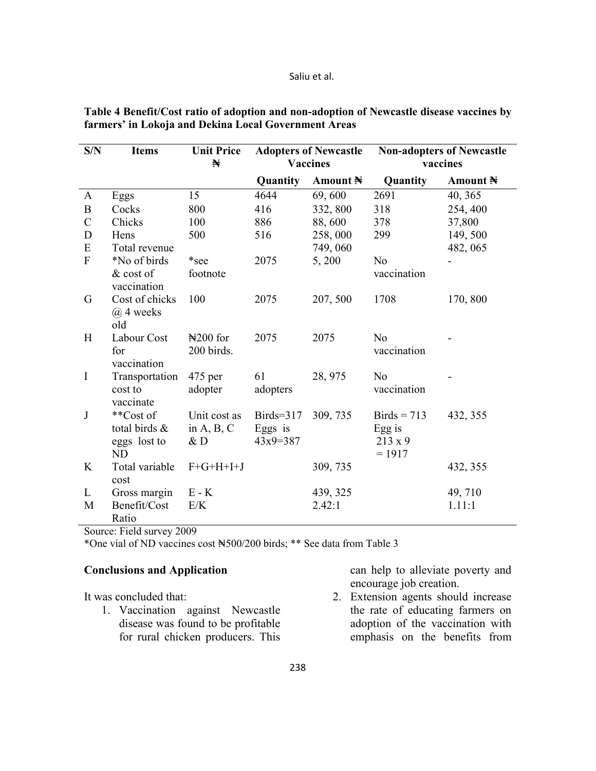**Table 4 Benefit/Cost ratio of adoption and non-adoption of Newcastle disease vaccines by farmers' in Lokoja and Dekina Local Government Areas**

| S/N | Items | Unit Price ₦ | Adopters of Newcastle Vaccines | | Non-adopters of Newcastle vaccines | |
|---|---|---|---|---|---|---|
| | | | Quantity | Amount ₦ | Quantity | Amount ₦ |
| A | Eggs | 15 | 4644 | 69, 600 | 2691 | 40, 365 |
| B | Cocks | 800 | 416 | 332, 800 | 318 | 254, 400 |
| C | Chicks | 100 | 886 | 88, 600 | 378 | 37,800 |
| D | Hens | 500 | 516 | 258, 000 | 299 | 149, 500 |
| E | Total revenue | | | 749, 060 | | 482, 065 |
| F | *No of birds & cost of vaccination | *see footnote | 2075 | 5, 200 | No vaccination | - |
| G | Cost of chicks @ 4 weeks old | 100 | 2075 | 207, 500 | 1708 | 170, 800 |
| H | Labour Cost for vaccination | ₦200 for 200 birds. | 2075 | 2075 | No vaccination | - |
| I | Transportation cost to vaccinate | 475 per adopter | 61 adopters | 28, 975 | No vaccination | - |
| J | **Cost of total birds & eggs lost to ND | Unit cost as in A, B, C & D | Birds=317 Eggs is 43x9=387 | 309, 735 | Birds = 713 Egg is 213 x 9 = 1917 | 432, 355 |
| K | Total variable cost | F+G+H+I+J | | 309, 735 | | 432, 355 |
| L | Gross margin | E - K | | 439, 325 | | 49, 710 |
| M | Benefit/Cost Ratio | E/K | | 2.42:1 | | 1.11:1 |

Source: Field survey 2009

*One vial of ND vaccines cost ₦500/200 birds; ** See data from Table 3

## Conclusions and Application

It was concluded that:

1. Vaccination against Newcastle disease was found to be profitable for rural chicken producers. This can help to alleviate poverty and encourage job creation.
2. Extension agents should increase the rate of educating farmers on adoption of the vaccination with emphasis on the benefits from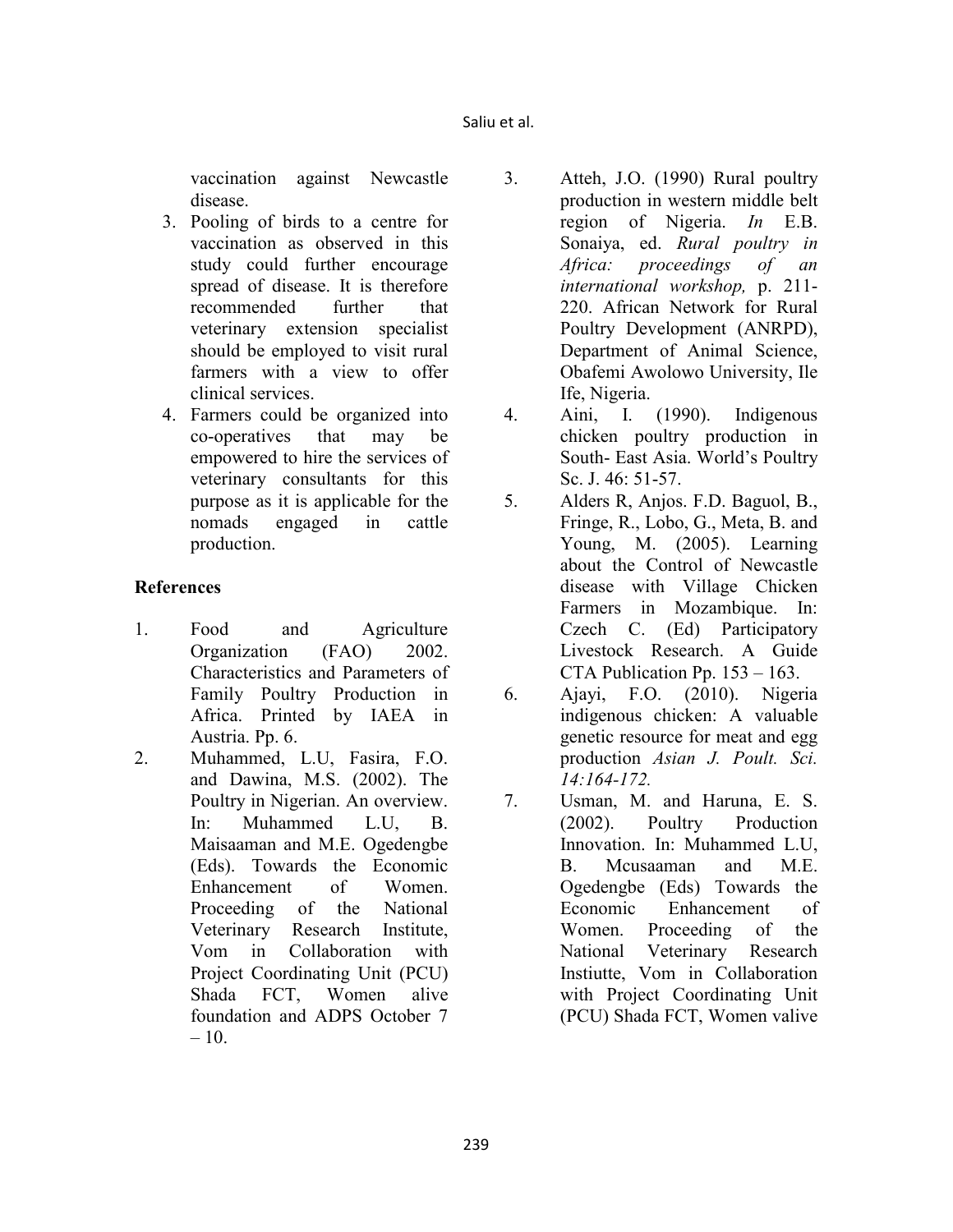vaccination against Newcastle disease.

3. Pooling of birds to a centre for vaccination as observed in this study could further encourage spread of disease. It is therefore recommended further that veterinary extension specialist should be employed to visit rural farmers with a view to offer clinical services.
4. Farmers could be organized into co-operatives that may be empowered to hire the services of veterinary consultants for this purpose as it is applicable for the nomads engaged in cattle production.

## References

1. Food and Agriculture Organization (FAO) 2002. Characteristics and Parameters of Family Poultry Production in Africa. Printed by IAEA in Austria. Pp. 6.
2. Muhammed, L.U, Fasira, F.O. and Dawina, M.S. (2002). The Poultry in Nigerian. An overview. In: Muhammed L.U, B. Maisaaman and M.E. Ogedengbe (Eds). Towards the Economic Enhancement of Women. Proceeding of the National Veterinary Research Institute, Vom in Collaboration with Project Coordinating Unit (PCU) Shada FCT, Women alive foundation and ADPS October 7 – 10.
3. Atteh, J.O. (1990) Rural poultry production in western middle belt region of Nigeria. *In* E.B. Sonaiya, ed. *Rural poultry in Africa: proceedings of an international workshop,* p. 211-220. African Network for Rural Poultry Development (ANRPD), Department of Animal Science, Obafemi Awolowo University, Ile Ife, Nigeria.
4. Aini, I. (1990). Indigenous chicken poultry production in South- East Asia. World's Poultry Sc. J. 46: 51-57.
5. Alders R, Anjos. F.D. Baguol, B., Fringe, R., Lobo, G., Meta, B. and Young, M. (2005). Learning about the Control of Newcastle disease with Village Chicken Farmers in Mozambique. In: Czech C. (Ed) Participatory Livestock Research. A Guide CTA Publication Pp. 153 – 163.
6. Ajayi, F.O. (2010). Nigeria indigenous chicken: A valuable genetic resource for meat and egg production *Asian J. Poult. Sci. 14:164-172.*
7. Usman, M. and Haruna, E. S. (2002). Poultry Production Innovation. In: Muhammed L.U, B. Mcusaaman and M.E. Ogedengbe (Eds) Towards the Economic Enhancement of Women. Proceeding of the National Veterinary Research Instiutte, Vom in Collaboration with Project Coordinating Unit (PCU) Shada FCT, Women valive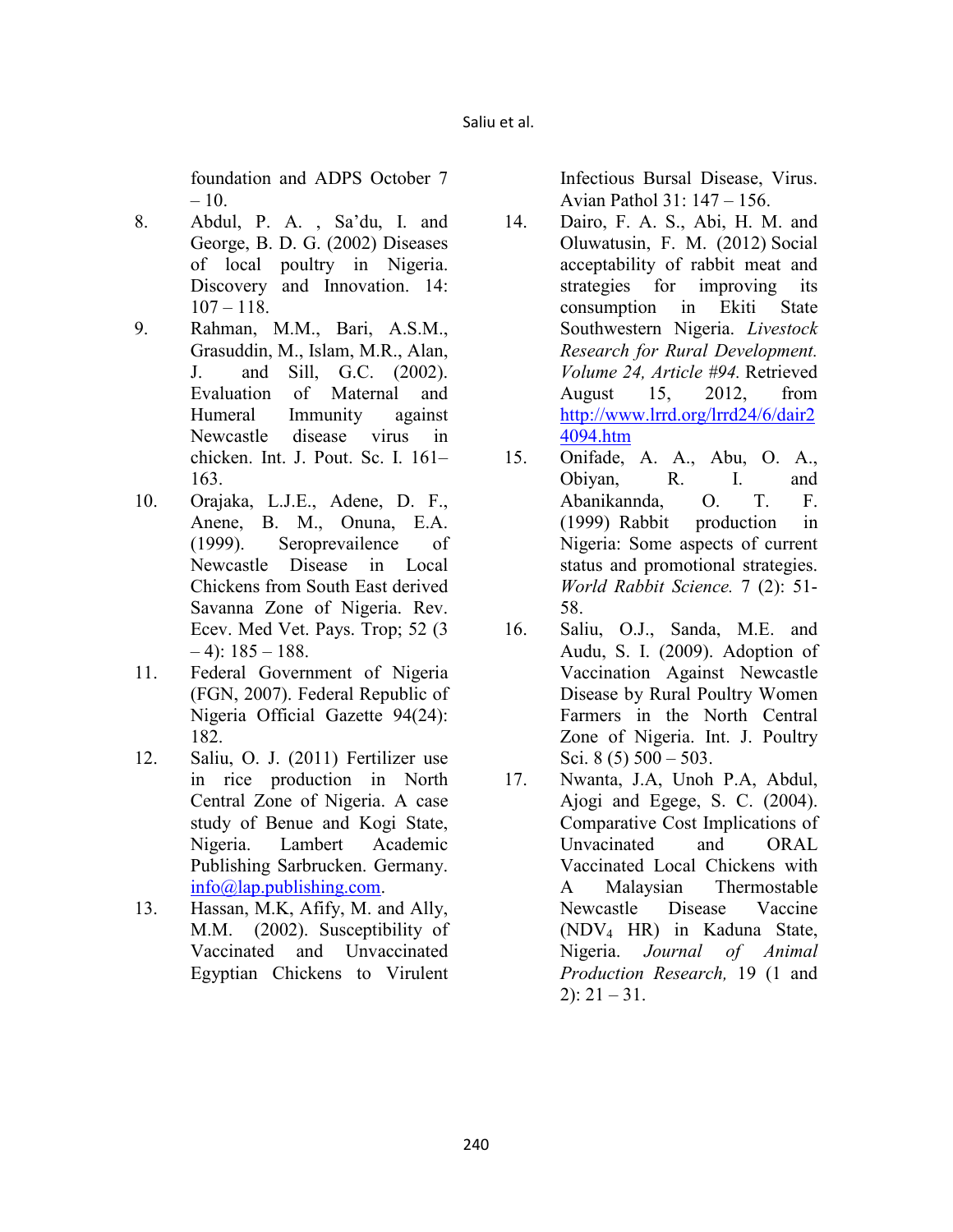foundation and ADPS October 7 – 10.

8. Abdul, P. A. , Sa'du, I. and George, B. D. G. (2002) Diseases of local poultry in Nigeria. Discovery and Innovation. 14: 107 – 118.
9. Rahman, M.M., Bari, A.S.M., Grasuddin, M., Islam, M.R., Alan, J. and Sill, G.C. (2002). Evaluation of Maternal and Humeral Immunity against Newcastle disease virus in chicken. Int. J. Pout. Sc. I. 161– 163.
10. Orajaka, L.J.E., Adene, D. F., Anene, B. M., Onuna, E.A. (1999). Seroprevailence of Newcastle Disease in Local Chickens from South East derived Savanna Zone of Nigeria. Rev. Ecev. Med Vet. Pays. Trop; 52 (3 – 4): 185 – 188.
11. Federal Government of Nigeria (FGN, 2007). Federal Republic of Nigeria Official Gazette 94(24): 182.
12. Saliu, O. J. (2011) Fertilizer use in rice production in North Central Zone of Nigeria. A case study of Benue and Kogi State, Nigeria. Lambert Academic Publishing Sarbrucken. Germany. info@lap.publishing.com.
13. Hassan, M.K, Afify, M. and Ally, M.M. (2002). Susceptibility of Vaccinated and Unvaccinated Egyptian Chickens to Virulent Infectious Bursal Disease, Virus. Avian Pathol 31: 147 – 156.
14. Dairo, F. A. S., Abi, H. M. and Oluwatusin, F. M. (2012) Social acceptability of rabbit meat and strategies for improving its consumption in Ekiti State Southwestern Nigeria. *Livestock Research for Rural Development. Volume 24, Article #94.* Retrieved August 15, 2012, from http://www.lrrd.org/lrrd24/6/dair24094.htm
15. Onifade, A. A., Abu, O. A., Obiyan, R. I. and Abanikannda, O. T. F. (1999) Rabbit production in Nigeria: Some aspects of current status and promotional strategies. *World Rabbit Science.* 7 (2): 51-58.
16. Saliu, O.J., Sanda, M.E. and Audu, S. I. (2009). Adoption of Vaccination Against Newcastle Disease by Rural Poultry Women Farmers in the North Central Zone of Nigeria. Int. J. Poultry Sci. 8 (5) 500 – 503.
17. Nwanta, J.A, Unoh P.A, Abdul, Ajogi and Egege, S. C. (2004). Comparative Cost Implications of Unvacinated and ORAL Vaccinated Local Chickens with A Malaysian Thermostable Newcastle Disease Vaccine ($NDV_4$ HR) in Kaduna State, Nigeria. *Journal of Animal Production Research,* 19 (1 and 2): 21 – 31.